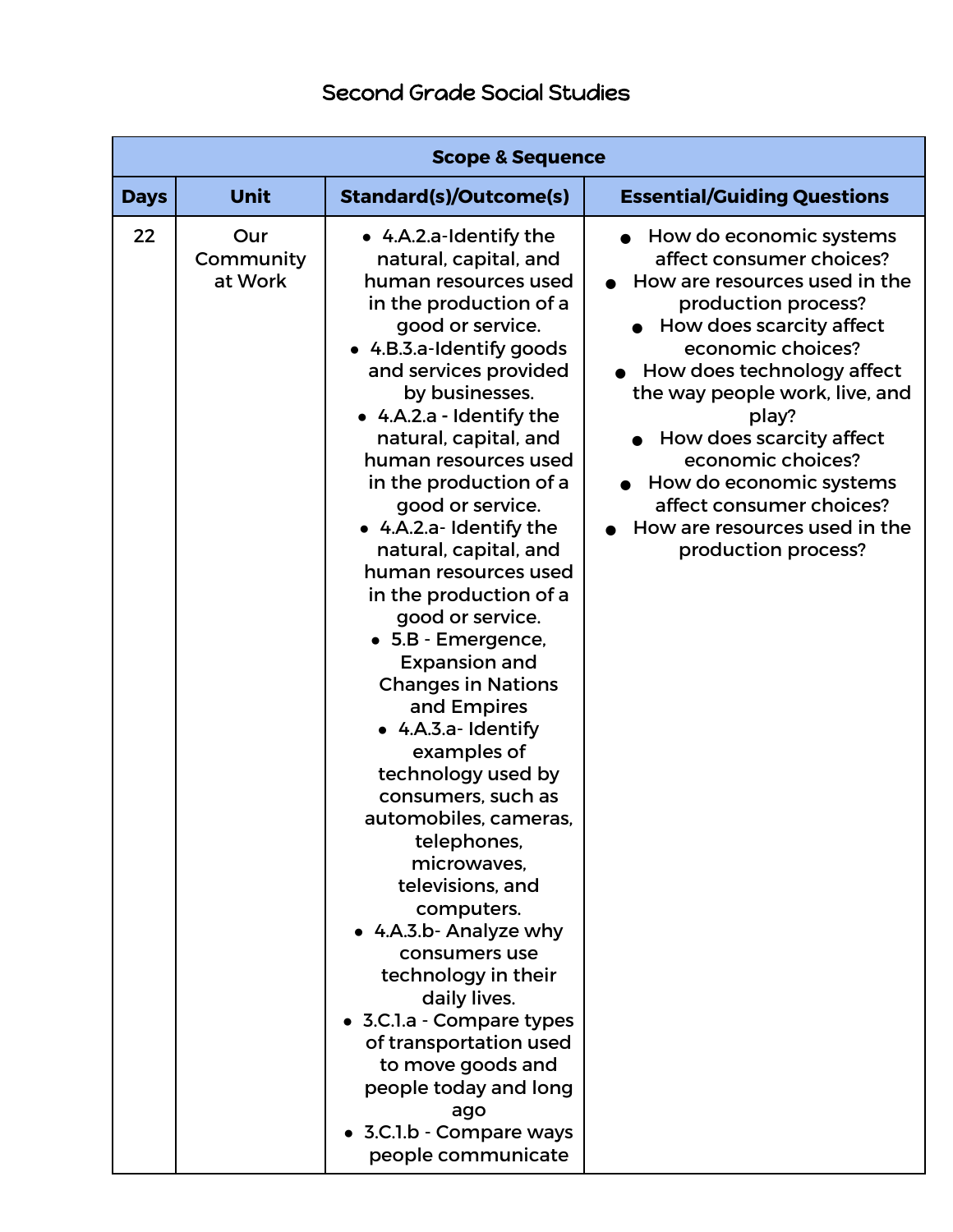# Second Grade Social Studies

| Scope & Sequence | | | |
|---|---|---|---|
| **Days** | **Unit** | **Standard(s)/Outcome(s)** | **Essential/Guiding Questions** |
| 22 | Our Community at Work | • 4.A.2.a-Identify the natural, capital, and human resources used in the production of a good or service.<br>• 4.B.3.a-Identify goods and services provided by businesses.<br>• 4.A.2.a - Identify the natural, capital, and human resources used in the production of a good or service.<br>• 4.A.2.a- Identify the natural, capital, and human resources used in the production of a good or service.<br>• 5.B - Emergence, Expansion and Changes in Nations and Empires<br>• 4.A.3.a- Identify examples of technology used by consumers, such as automobiles, cameras, telephones, microwaves, televisions, and computers.<br>• 4.A.3.b- Analyze why consumers use technology in their daily lives.<br>• 3.C.1.a - Compare types of transportation used to move goods and people today and long ago<br>• 3.C.1.b - Compare ways people communicate | • How do economic systems affect consumer choices?<br>• How are resources used in the production process?<br>• How does scarcity affect economic choices?<br>• How does technology affect the way people work, live, and play?<br>• How does scarcity affect economic choices?<br>• How do economic systems affect consumer choices?<br>• How are resources used in the production process? |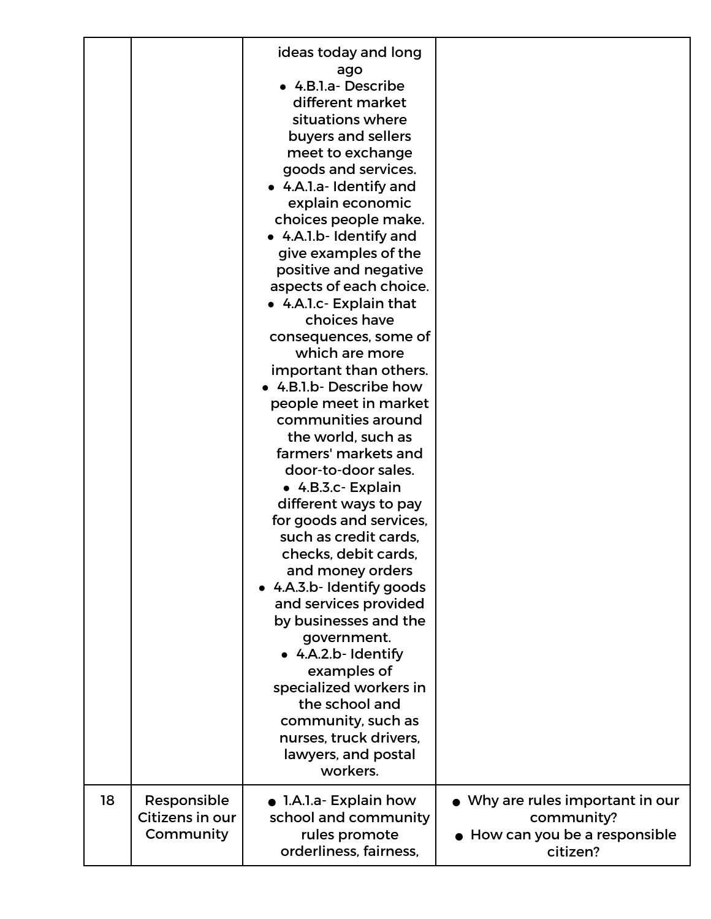| | | | |
|---|---|---|---|
| | | ideas today and long ago<br>• 4.B.1.a- Describe different market situations where buyers and sellers meet to exchange goods and services.<br>• 4.A.1.a- Identify and explain economic choices people make.<br>• 4.A.1.b- Identify and give examples of the positive and negative aspects of each choice.<br>• 4.A.1.c- Explain that choices have consequences, some of which are more important than others.<br>• 4.B.1.b- Describe how people meet in market communities around the world, such as farmers' markets and door-to-door sales.<br>• 4.B.3.c- Explain different ways to pay for goods and services, such as credit cards, checks, debit cards, and money orders<br>• 4.A.3.b- Identify goods and services provided by businesses and the government.<br>• 4.A.2.b- Identify examples of specialized workers in the school and community, such as nurses, truck drivers, lawyers, and postal workers. | |
| 18 | Responsible Citizens in our Community | • 1.A.1.a- Explain how school and community rules promote orderliness, fairness, | • Why are rules important in our community?<br>• How can you be a responsible citizen? |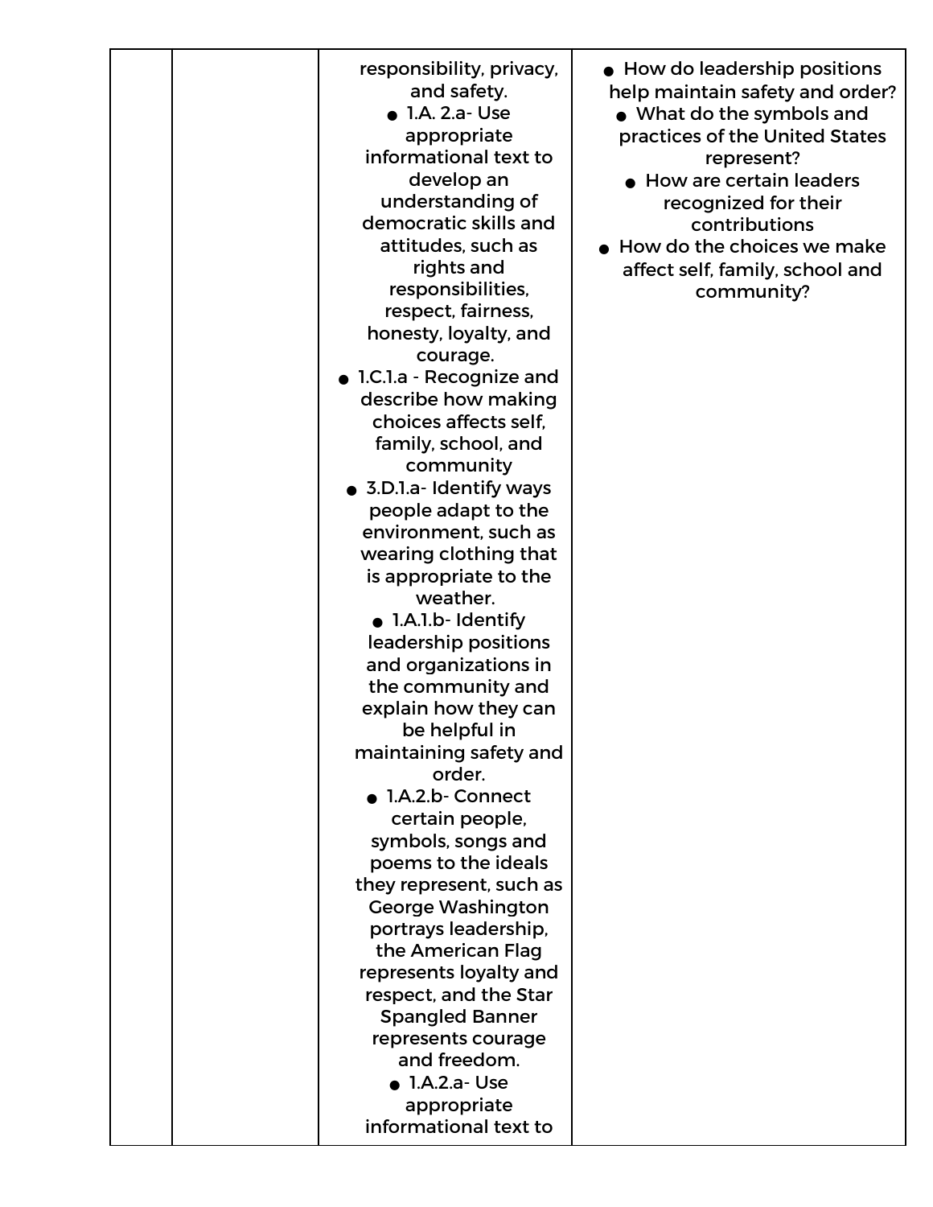| | | | |
|---|---|---|---|
| | | responsibility, privacy, and safety.<br>● 1.A. 2.a- Use appropriate informational text to develop an understanding of democratic skills and attitudes, such as rights and responsibilities, respect, fairness, honesty, loyalty, and courage.<br>● 1.C.1.a - Recognize and describe how making choices affects self, family, school, and community<br>● 3.D.1.a- Identify ways people adapt to the environment, such as wearing clothing that is appropriate to the weather.<br>● 1.A.1.b- Identify leadership positions and organizations in the community and explain how they can be helpful in maintaining safety and order.<br>● 1.A.2.b- Connect certain people, symbols, songs and poems to the ideals they represent, such as George Washington portrays leadership, the American Flag represents loyalty and respect, and the Star Spangled Banner represents courage and freedom.<br>● 1.A.2.a- Use appropriate informational text to | ● How do leadership positions help maintain safety and order?<br>● What do the symbols and practices of the United States represent?<br>● How are certain leaders recognized for their contributions<br>● How do the choices we make affect self, family, school and community? |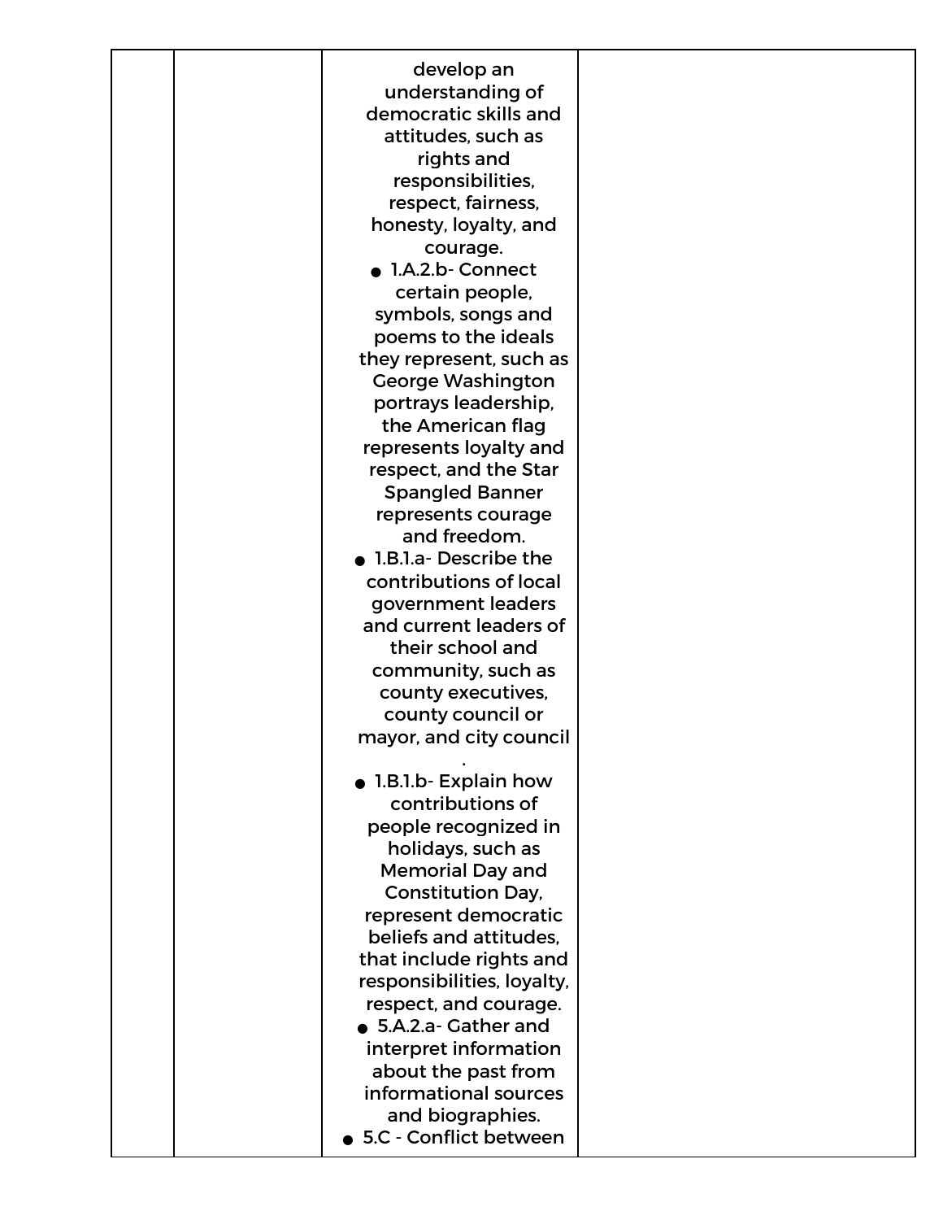|  |  | develop an understanding of democratic skills and attitudes, such as rights and responsibilities, respect, fairness, honesty, loyalty, and courage.<br>● 1.A.2.b- Connect certain people, symbols, songs and poems to the ideals they represent, such as George Washington portrays leadership, the American flag represents loyalty and respect, and the Star Spangled Banner represents courage and freedom.<br>● 1.B.1.a- Describe the contributions of local government leaders and current leaders of their school and community, such as county executives, county council or mayor, and city council .<br>● 1.B.1.b- Explain how contributions of people recognized in holidays, such as Memorial Day and Constitution Day, represent democratic beliefs and attitudes, that include rights and responsibilities, loyalty, respect, and courage.<br>● 5.A.2.a- Gather and interpret information about the past from informational sources and biographies.<br>● 5.C - Conflict between |  |
|---|---|---|---|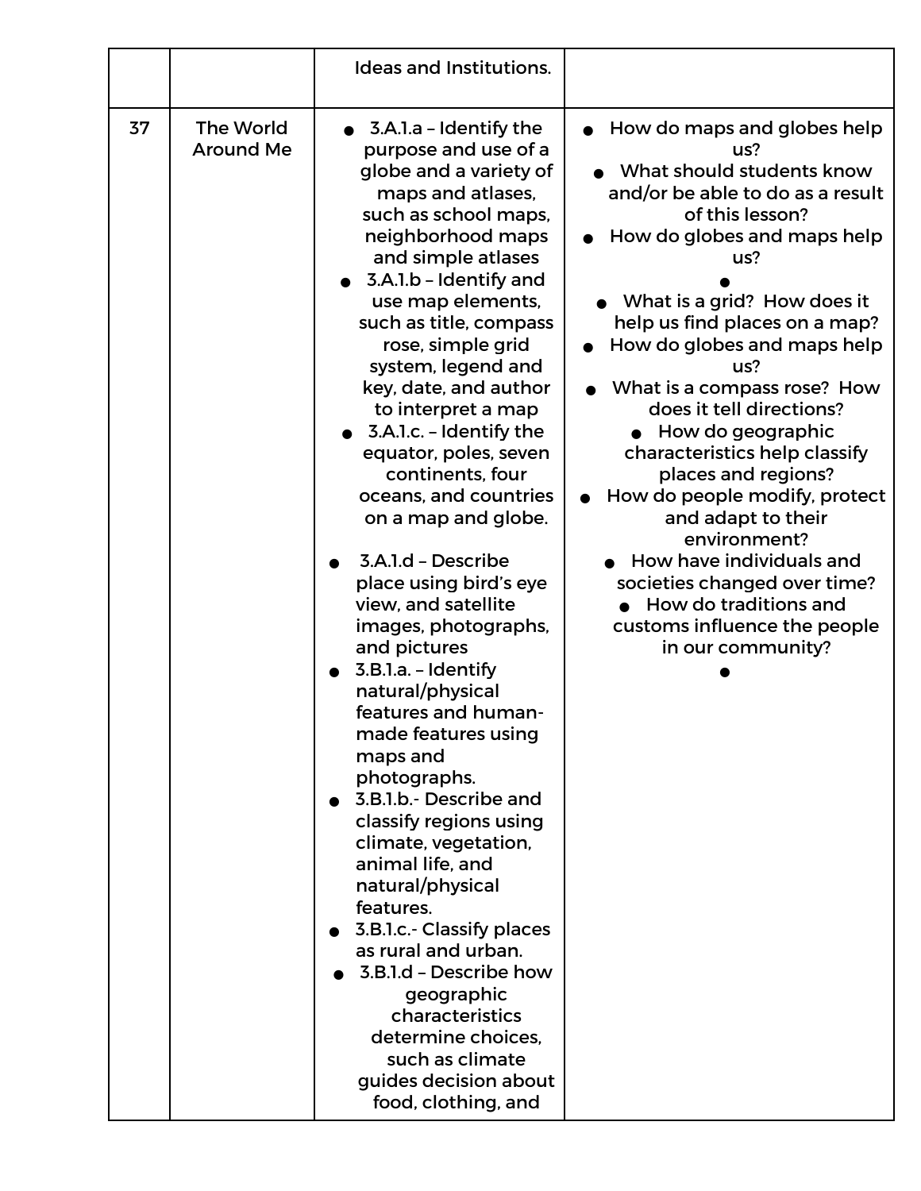| | | | |
|---|---|---|---|
| | | Ideas and Institutions. | |
| 37 | The World Around Me | • 3.A.1.a – Identify the purpose and use of a globe and a variety of maps and atlases, such as school maps, neighborhood maps and simple atlases<br>• 3.A.1.b – Identify and use map elements, such as title, compass rose, simple grid system, legend and key, date, and author to interpret a map<br>• 3.A.1.c. – Identify the equator, poles, seven continents, four oceans, and countries on a map and globe.<br>• 3.A.1.d – Describe place using bird's eye view, and satellite images, photographs, and pictures<br>• 3.B.1.a. – Identify natural/physical features and human-made features using maps and photographs.<br>• 3.B.1.b.- Describe and classify regions using climate, vegetation, animal life, and natural/physical features.<br>• 3.B.1.c.- Classify places as rural and urban.<br>• 3.B.1.d – Describe how geographic characteristics determine choices, such as climate guides decision about food, clothing, and | • How do maps and globes help us?<br>• What should students know and/or be able to do as a result of this lesson?<br>• How do globes and maps help us?<br>•<br>• What is a grid? How does it help us find places on a map?<br>• How do globes and maps help us?<br>• What is a compass rose? How does it tell directions?<br>• How do geographic characteristics help classify places and regions?<br>• How do people modify, protect and adapt to their environment?<br>• How have individuals and societies changed over time?<br>• How do traditions and customs influence the people in our community?<br>• |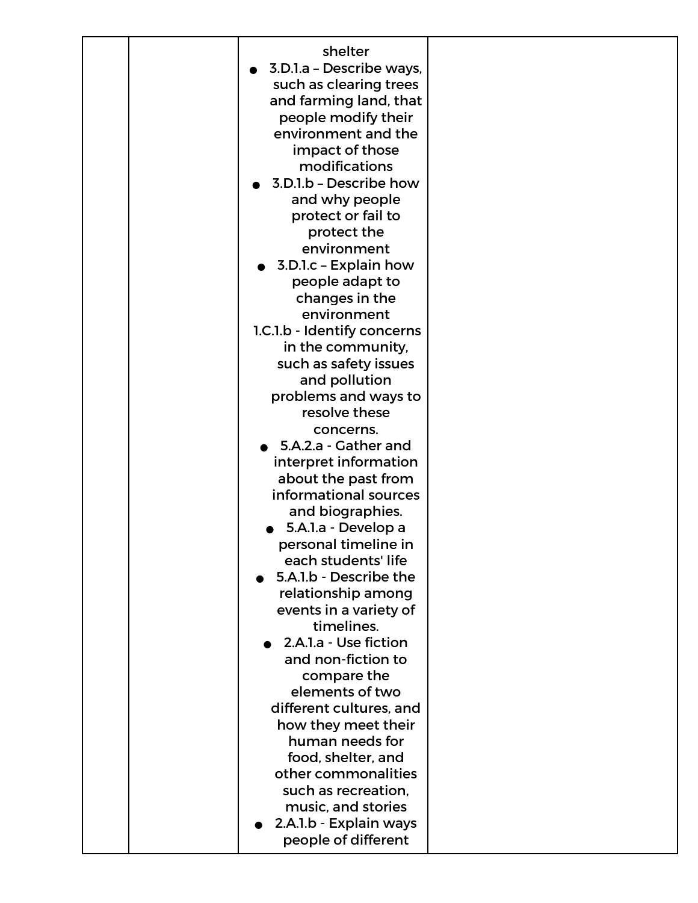|  |  |  |  |
|---|---|---|---|
|  |  | shelter<br>● 3.D.1.a – Describe ways, such as clearing trees and farming land, that people modify their environment and the impact of those modifications<br>● 3.D.1.b – Describe how and why people protect or fail to protect the environment<br>● 3.D.1.c – Explain how people adapt to changes in the environment<br>1.C.1.b - Identify concerns in the community, such as safety issues and pollution problems and ways to resolve these concerns.<br>● 5.A.2.a - Gather and interpret information about the past from informational sources and biographies.<br>● 5.A.1.a - Develop a personal timeline in each students' life<br>● 5.A.1.b - Describe the relationship among events in a variety of timelines.<br>● 2.A.1.a - Use fiction and non-fiction to compare the elements of two different cultures, and how they meet their human needs for food, shelter, and other commonalities such as recreation, music, and stories<br>● 2.A.1.b - Explain ways people of different |  |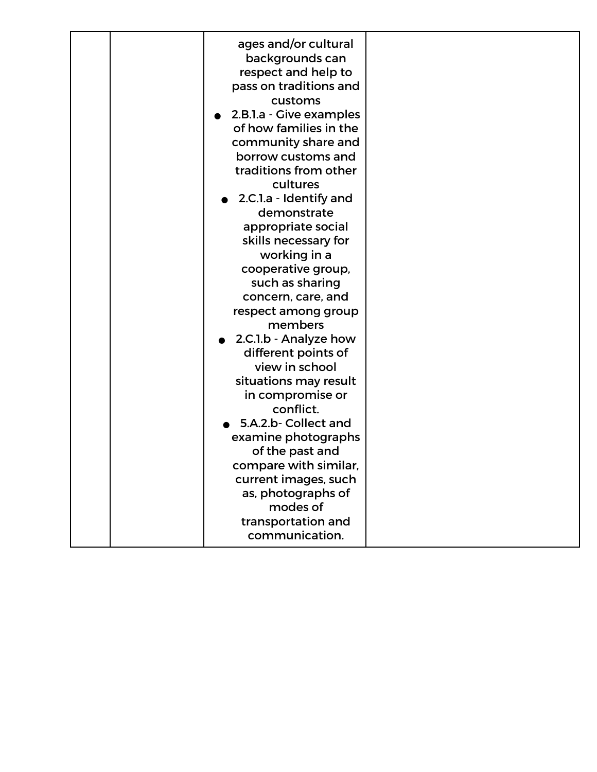| | | | |
|---|---|---|---|
| | | ages and/or cultural backgrounds can respect and help to pass on traditions and customs<br>● 2.B.1.a - Give examples of how families in the community share and borrow customs and traditions from other cultures<br>● 2.C.1.a - Identify and demonstrate appropriate social skills necessary for working in a cooperative group, such as sharing concern, care, and respect among group members<br>● 2.C.1.b - Analyze how different points of view in school situations may result in compromise or conflict.<br>● 5.A.2.b- Collect and examine photographs of the past and compare with similar, current images, such as, photographs of modes of transportation and communication. | |